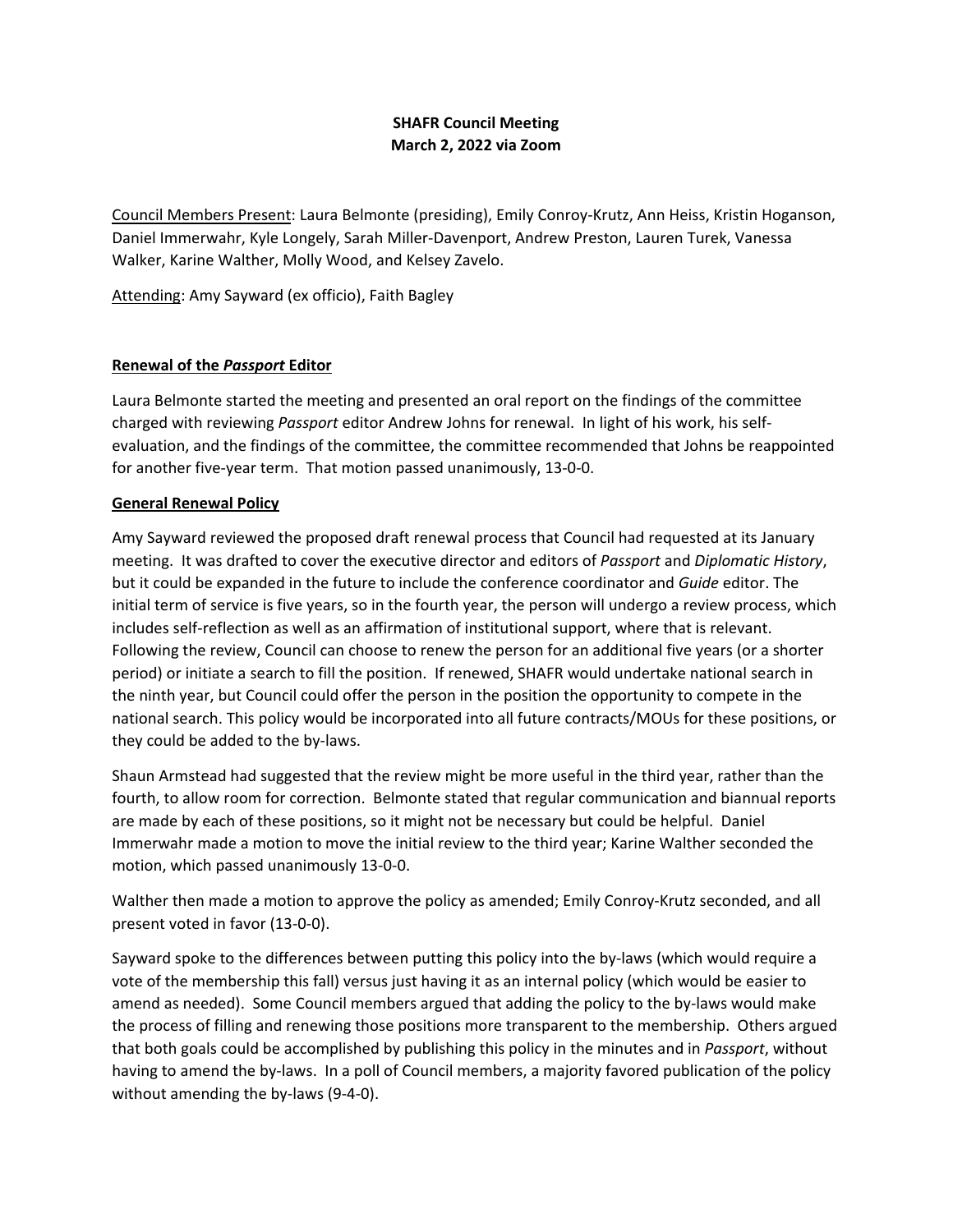# SHAFR Council Meeting
## March 2, 2022 via Zoom

Council Members Present: Laura Belmonte (presiding), Emily Conroy-Krutz, Ann Heiss, Kristin Hoganson, Daniel Immerwahr, Kyle Longely, Sarah Miller-Davenport, Andrew Preston, Lauren Turek, Vanessa Walker, Karine Walther, Molly Wood, and Kelsey Zavelo.

Attending: Amy Sayward (ex officio), Faith Bagley

### Renewal of the *Passport* Editor

Laura Belmonte started the meeting and presented an oral report on the findings of the committee charged with reviewing *Passport* editor Andrew Johns for renewal. In light of his work, his self-evaluation, and the findings of the committee, the committee recommended that Johns be reappointed for another five-year term. That motion passed unanimously, 13-0-0.

### General Renewal Policy

Amy Sayward reviewed the proposed draft renewal process that Council had requested at its January meeting. It was drafted to cover the executive director and editors of *Passport* and *Diplomatic History*, but it could be expanded in the future to include the conference coordinator and *Guide* editor. The initial term of service is five years, so in the fourth year, the person will undergo a review process, which includes self-reflection as well as an affirmation of institutional support, where that is relevant. Following the review, Council can choose to renew the person for an additional five years (or a shorter period) or initiate a search to fill the position. If renewed, SHAFR would undertake national search in the ninth year, but Council could offer the person in the position the opportunity to compete in the national search. This policy would be incorporated into all future contracts/MOUs for these positions, or they could be added to the by-laws.

Shaun Armstead had suggested that the review might be more useful in the third year, rather than the fourth, to allow room for correction. Belmonte stated that regular communication and biannual reports are made by each of these positions, so it might not be necessary but could be helpful. Daniel Immerwahr made a motion to move the initial review to the third year; Karine Walther seconded the motion, which passed unanimously 13-0-0.

Walther then made a motion to approve the policy as amended; Emily Conroy-Krutz seconded, and all present voted in favor (13-0-0).

Sayward spoke to the differences between putting this policy into the by-laws (which would require a vote of the membership this fall) versus just having it as an internal policy (which would be easier to amend as needed). Some Council members argued that adding the policy to the by-laws would make the process of filling and renewing those positions more transparent to the membership. Others argued that both goals could be accomplished by publishing this policy in the minutes and in *Passport*, without having to amend the by-laws. In a poll of Council members, a majority favored publication of the policy without amending the by-laws (9-4-0).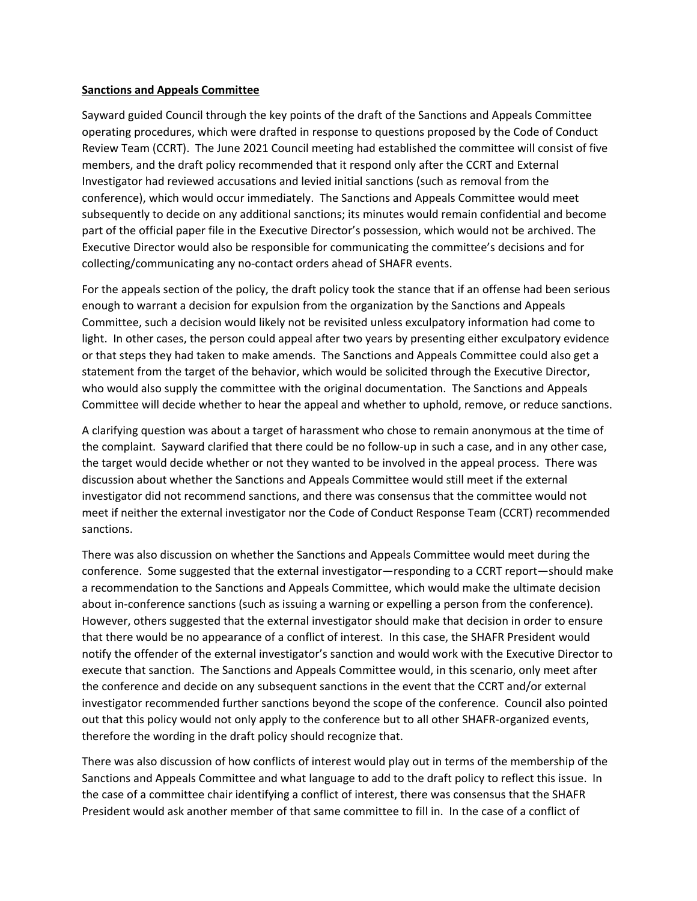**Sanctions and Appeals Committee**

Sayward guided Council through the key points of the draft of the Sanctions and Appeals Committee operating procedures, which were drafted in response to questions proposed by the Code of Conduct Review Team (CCRT). The June 2021 Council meeting had established the committee will consist of five members, and the draft policy recommended that it respond only after the CCRT and External Investigator had reviewed accusations and levied initial sanctions (such as removal from the conference), which would occur immediately. The Sanctions and Appeals Committee would meet subsequently to decide on any additional sanctions; its minutes would remain confidential and become part of the official paper file in the Executive Director's possession, which would not be archived. The Executive Director would also be responsible for communicating the committee's decisions and for collecting/communicating any no-contact orders ahead of SHAFR events.

For the appeals section of the policy, the draft policy took the stance that if an offense had been serious enough to warrant a decision for expulsion from the organization by the Sanctions and Appeals Committee, such a decision would likely not be revisited unless exculpatory information had come to light. In other cases, the person could appeal after two years by presenting either exculpatory evidence or that steps they had taken to make amends. The Sanctions and Appeals Committee could also get a statement from the target of the behavior, which would be solicited through the Executive Director, who would also supply the committee with the original documentation. The Sanctions and Appeals Committee will decide whether to hear the appeal and whether to uphold, remove, or reduce sanctions.

A clarifying question was about a target of harassment who chose to remain anonymous at the time of the complaint. Sayward clarified that there could be no follow-up in such a case, and in any other case, the target would decide whether or not they wanted to be involved in the appeal process. There was discussion about whether the Sanctions and Appeals Committee would still meet if the external investigator did not recommend sanctions, and there was consensus that the committee would not meet if neither the external investigator nor the Code of Conduct Response Team (CCRT) recommended sanctions.

There was also discussion on whether the Sanctions and Appeals Committee would meet during the conference. Some suggested that the external investigator—responding to a CCRT report—should make a recommendation to the Sanctions and Appeals Committee, which would make the ultimate decision about in-conference sanctions (such as issuing a warning or expelling a person from the conference). However, others suggested that the external investigator should make that decision in order to ensure that there would be no appearance of a conflict of interest. In this case, the SHAFR President would notify the offender of the external investigator's sanction and would work with the Executive Director to execute that sanction. The Sanctions and Appeals Committee would, in this scenario, only meet after the conference and decide on any subsequent sanctions in the event that the CCRT and/or external investigator recommended further sanctions beyond the scope of the conference. Council also pointed out that this policy would not only apply to the conference but to all other SHAFR-organized events, therefore the wording in the draft policy should recognize that.

There was also discussion of how conflicts of interest would play out in terms of the membership of the Sanctions and Appeals Committee and what language to add to the draft policy to reflect this issue. In the case of a committee chair identifying a conflict of interest, there was consensus that the SHAFR President would ask another member of that same committee to fill in. In the case of a conflict of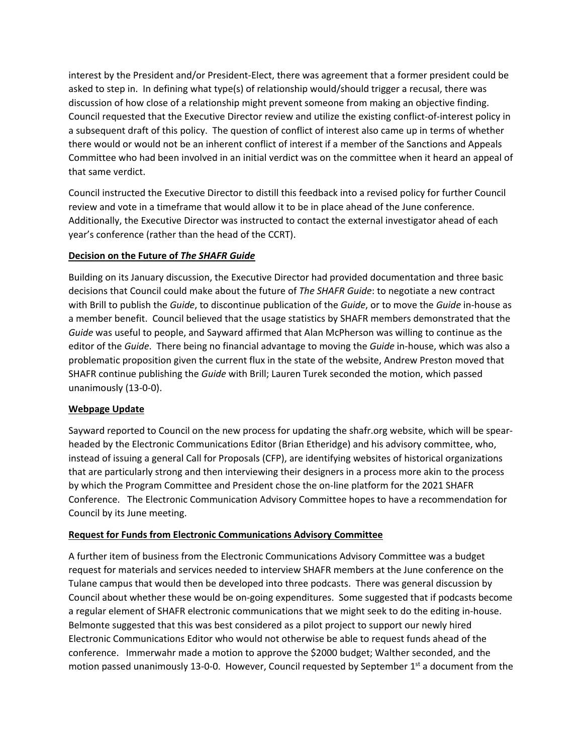interest by the President and/or President-Elect, there was agreement that a former president could be asked to step in. In defining what type(s) of relationship would/should trigger a recusal, there was discussion of how close of a relationship might prevent someone from making an objective finding. Council requested that the Executive Director review and utilize the existing conflict-of-interest policy in a subsequent draft of this policy. The question of conflict of interest also came up in terms of whether there would or would not be an inherent conflict of interest if a member of the Sanctions and Appeals Committee who had been involved in an initial verdict was on the committee when it heard an appeal of that same verdict.

Council instructed the Executive Director to distill this feedback into a revised policy for further Council review and vote in a timeframe that would allow it to be in place ahead of the June conference. Additionally, the Executive Director was instructed to contact the external investigator ahead of each year's conference (rather than the head of the CCRT).

**Decision on the Future of *The SHAFR Guide***

Building on its January discussion, the Executive Director had provided documentation and three basic decisions that Council could make about the future of *The SHAFR Guide*: to negotiate a new contract with Brill to publish the *Guide*, to discontinue publication of the *Guide*, or to move the *Guide* in-house as a member benefit. Council believed that the usage statistics by SHAFR members demonstrated that the *Guide* was useful to people, and Sayward affirmed that Alan McPherson was willing to continue as the editor of the *Guide*. There being no financial advantage to moving the *Guide* in-house, which was also a problematic proposition given the current flux in the state of the website, Andrew Preston moved that SHAFR continue publishing the *Guide* with Brill; Lauren Turek seconded the motion, which passed unanimously (13-0-0).

**Webpage Update**

Sayward reported to Council on the new process for updating the shafr.org website, which will be spear-headed by the Electronic Communications Editor (Brian Etheridge) and his advisory committee, who, instead of issuing a general Call for Proposals (CFP), are identifying websites of historical organizations that are particularly strong and then interviewing their designers in a process more akin to the process by which the Program Committee and President chose the on-line platform for the 2021 SHAFR Conference. The Electronic Communication Advisory Committee hopes to have a recommendation for Council by its June meeting.

**Request for Funds from Electronic Communications Advisory Committee**

A further item of business from the Electronic Communications Advisory Committee was a budget request for materials and services needed to interview SHAFR members at the June conference on the Tulane campus that would then be developed into three podcasts. There was general discussion by Council about whether these would be on-going expenditures. Some suggested that if podcasts become a regular element of SHAFR electronic communications that we might seek to do the editing in-house. Belmonte suggested that this was best considered as a pilot project to support our newly hired Electronic Communications Editor who would not otherwise be able to request funds ahead of the conference. Immerwahr made a motion to approve the $2000 budget; Walther seconded, and the motion passed unanimously 13-0-0. However, Council requested by September 1st a document from the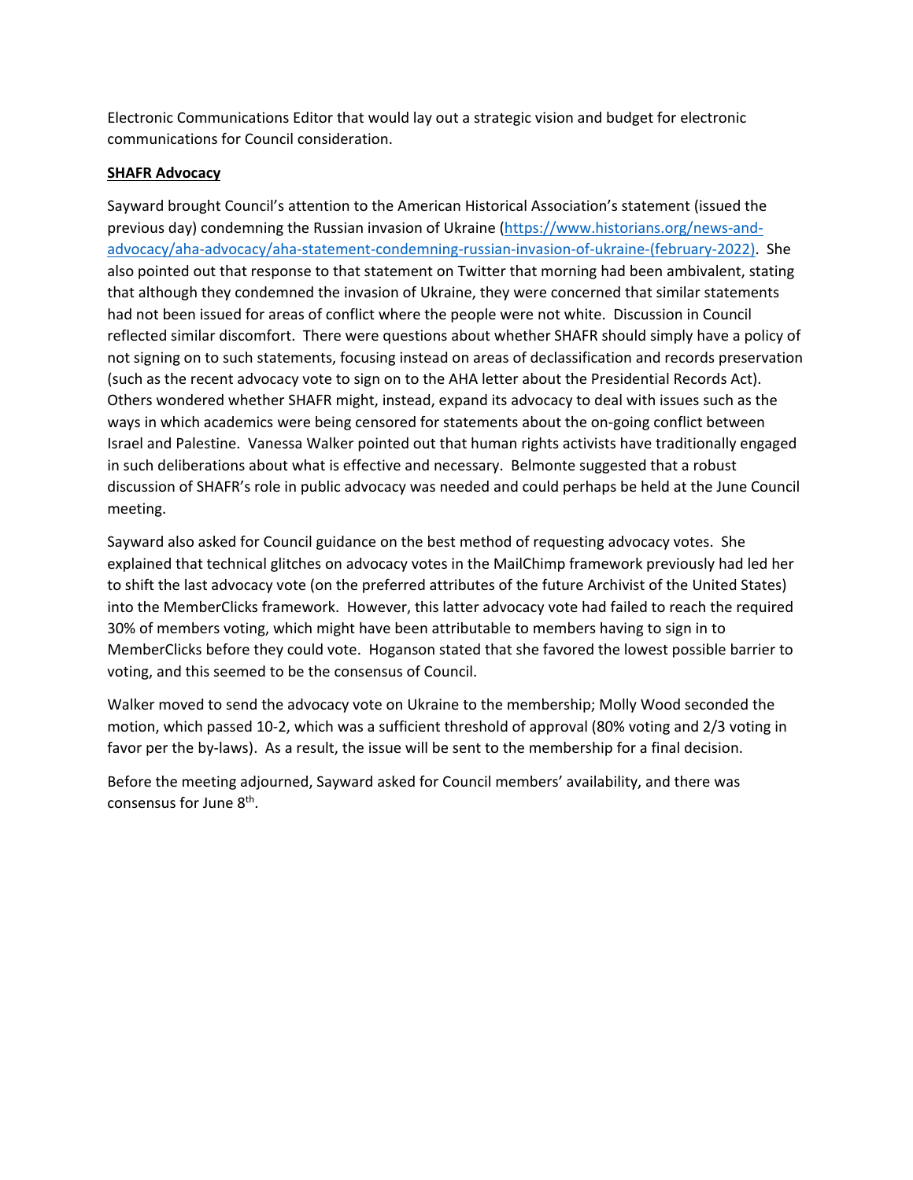Electronic Communications Editor that would lay out a strategic vision and budget for electronic communications for Council consideration.

**SHAFR Advocacy**

Sayward brought Council's attention to the American Historical Association's statement (issued the previous day) condemning the Russian invasion of Ukraine (https://www.historians.org/news-and-advocacy/aha-advocacy/aha-statement-condemning-russian-invasion-of-ukraine-(february-2022). She also pointed out that response to that statement on Twitter that morning had been ambivalent, stating that although they condemned the invasion of Ukraine, they were concerned that similar statements had not been issued for areas of conflict where the people were not white. Discussion in Council reflected similar discomfort. There were questions about whether SHAFR should simply have a policy of not signing on to such statements, focusing instead on areas of declassification and records preservation (such as the recent advocacy vote to sign on to the AHA letter about the Presidential Records Act). Others wondered whether SHAFR might, instead, expand its advocacy to deal with issues such as the ways in which academics were being censored for statements about the on-going conflict between Israel and Palestine. Vanessa Walker pointed out that human rights activists have traditionally engaged in such deliberations about what is effective and necessary. Belmonte suggested that a robust discussion of SHAFR's role in public advocacy was needed and could perhaps be held at the June Council meeting.

Sayward also asked for Council guidance on the best method of requesting advocacy votes. She explained that technical glitches on advocacy votes in the MailChimp framework previously had led her to shift the last advocacy vote (on the preferred attributes of the future Archivist of the United States) into the MemberClicks framework. However, this latter advocacy vote had failed to reach the required 30% of members voting, which might have been attributable to members having to sign in to MemberClicks before they could vote. Hoganson stated that she favored the lowest possible barrier to voting, and this seemed to be the consensus of Council.

Walker moved to send the advocacy vote on Ukraine to the membership; Molly Wood seconded the motion, which passed 10-2, which was a sufficient threshold of approval (80% voting and 2/3 voting in favor per the by-laws). As a result, the issue will be sent to the membership for a final decision.

Before the meeting adjourned, Sayward asked for Council members' availability, and there was consensus for June 8th.